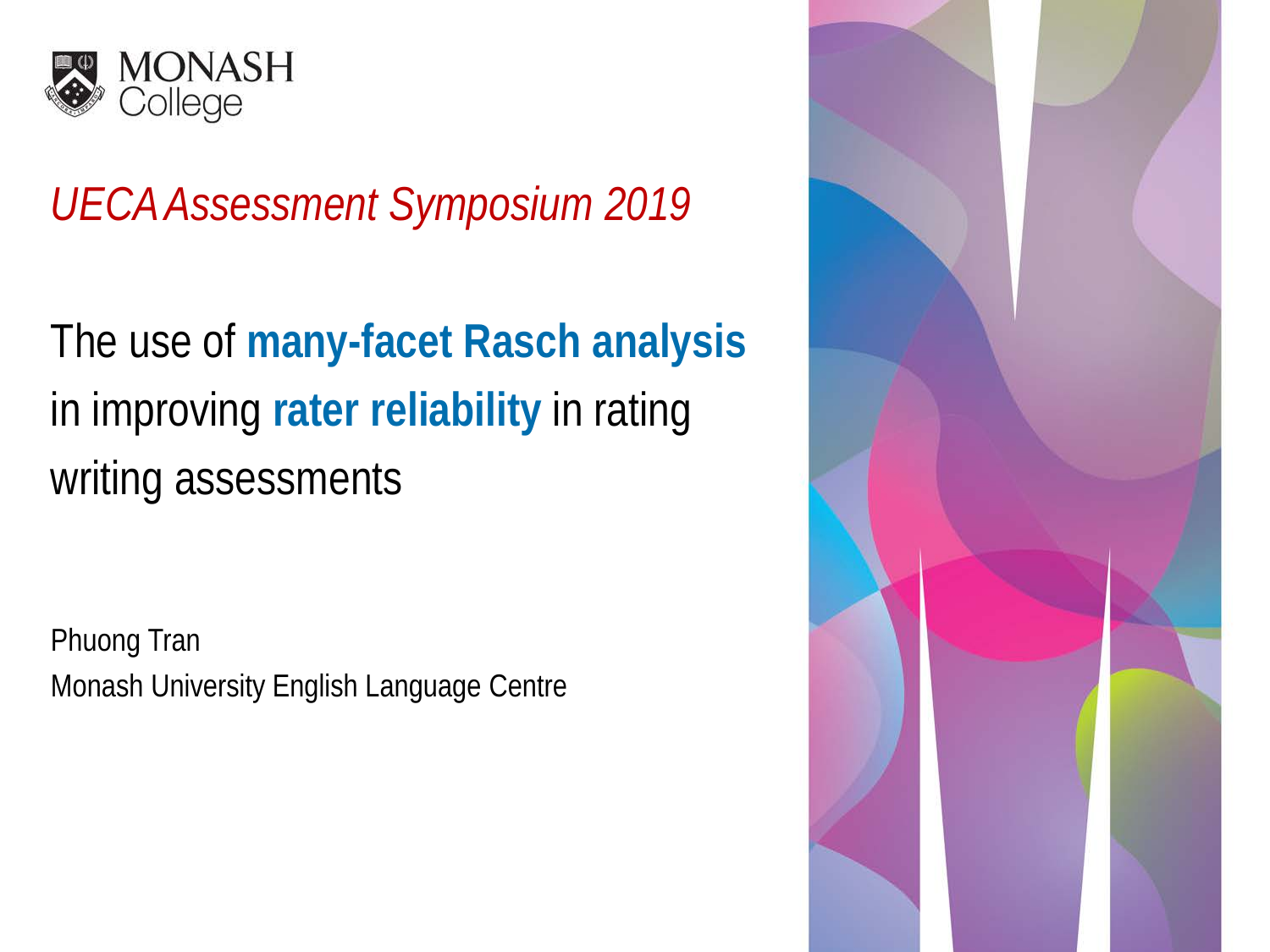MONASH College

*UECA Assessment Symposium 2019*

# The use of **many-facet Rasch analysis** in improving **rater reliability** in rating writing assessments

Phuong Tran

Monash University English Language Centre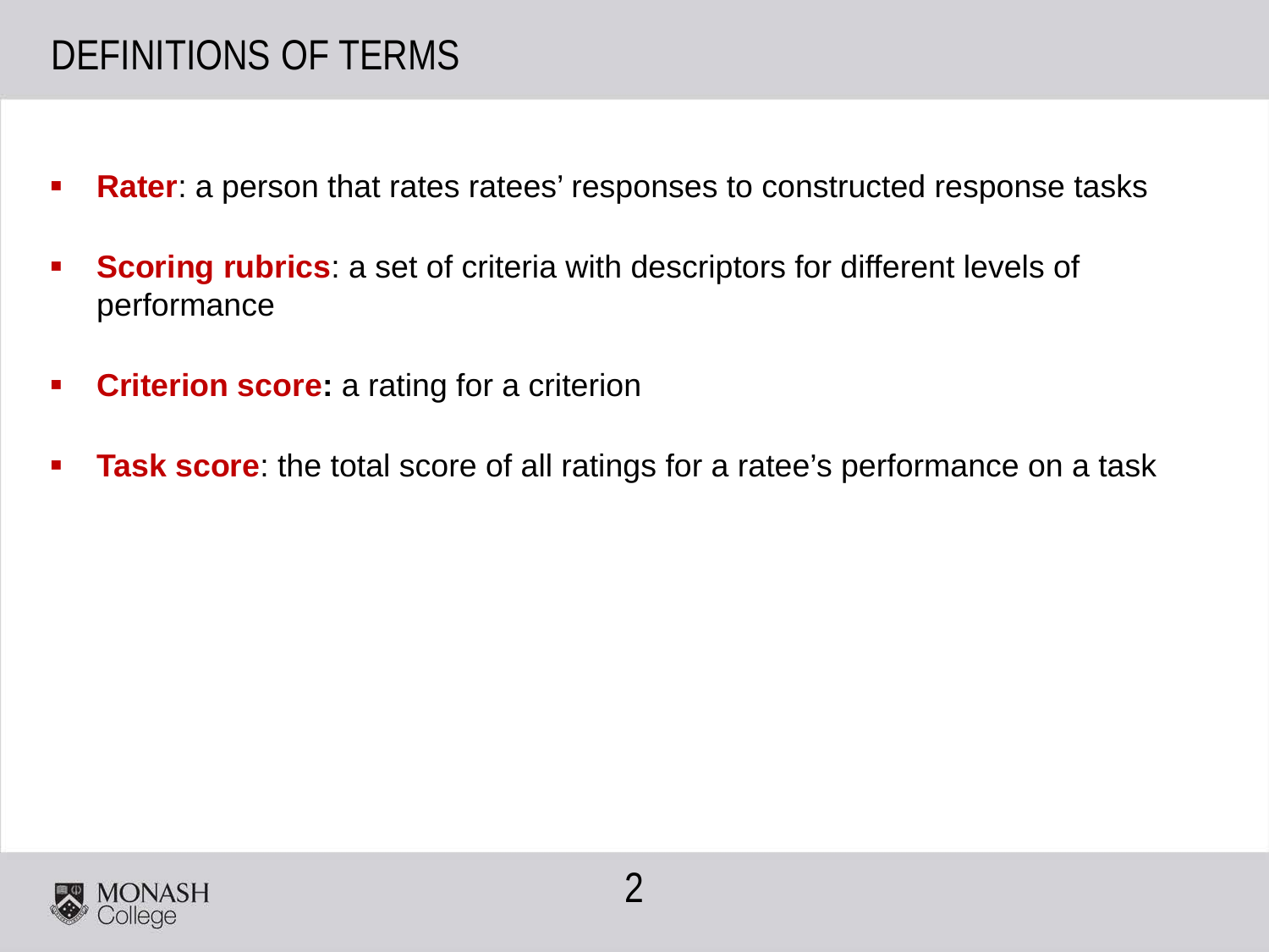# DEFINITIONS OF TERMS

- **Rater**: a person that rates ratees' responses to constructed response tasks
- **Scoring rubrics**: a set of criteria with descriptors for different levels of performance
- **Criterion score:** a rating for a criterion
- **Task score**: the total score of all ratings for a ratee's performance on a task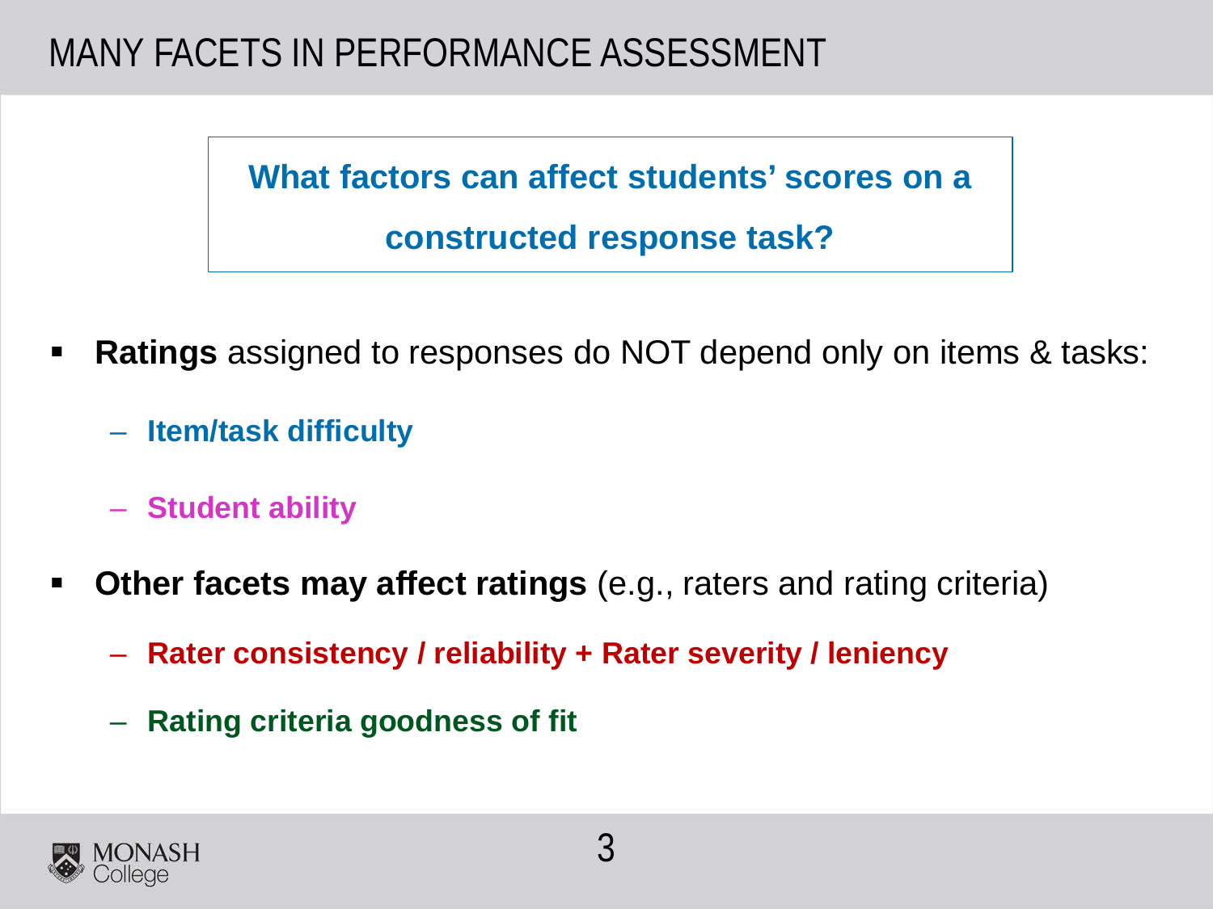# MANY FACETS IN PERFORMANCE ASSESSMENT

**What factors can affect students' scores on a constructed response task?**

- **Ratings** assigned to responses do NOT depend only on items & tasks:
  - **Item/task difficulty**
  - **Student ability**
- **Other facets may affect ratings** (e.g., raters and rating criteria)
  - **Rater consistency / reliability + Rater severity / leniency**
  - **Rating criteria goodness of fit**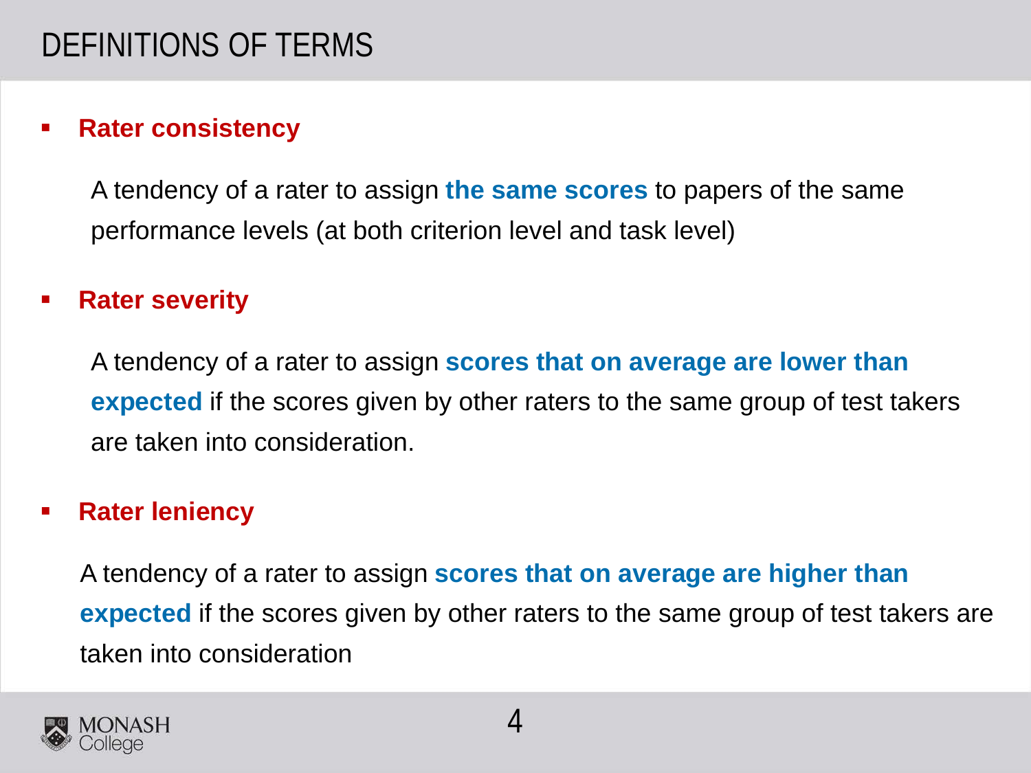# DEFINITIONS OF TERMS

- **Rater consistency**

  A tendency of a rater to assign **the same scores** to papers of the same performance levels (at both criterion level and task level)

- **Rater severity**

  A tendency of a rater to assign **scores that on average are lower than expected** if the scores given by other raters to the same group of test takers are taken into consideration.

- **Rater leniency**

  A tendency of a rater to assign **scores that on average are higher than expected** if the scores given by other raters to the same group of test takers are taken into consideration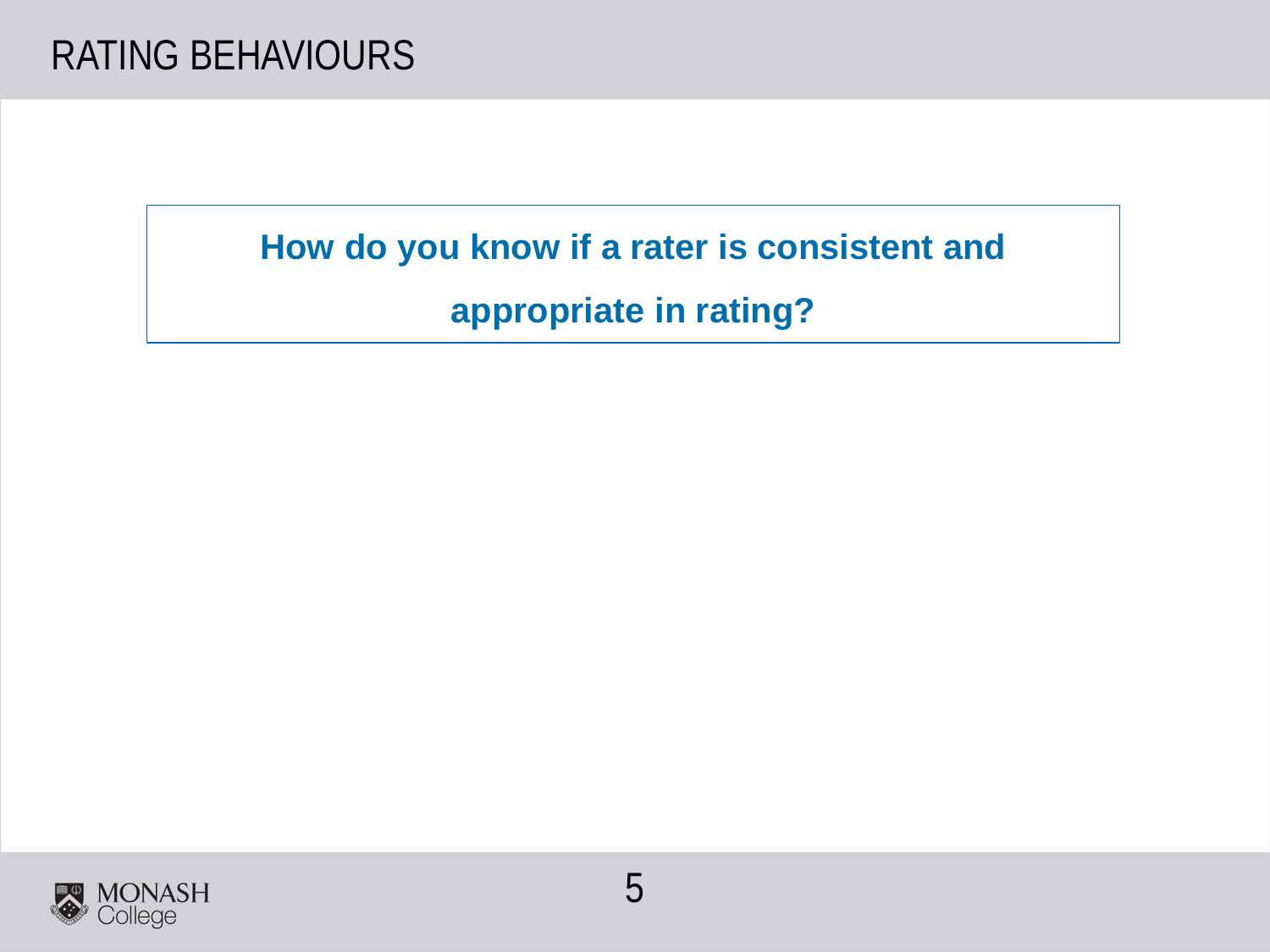# RATING BEHAVIOURS

**How do you know if a rater is consistent and appropriate in rating?**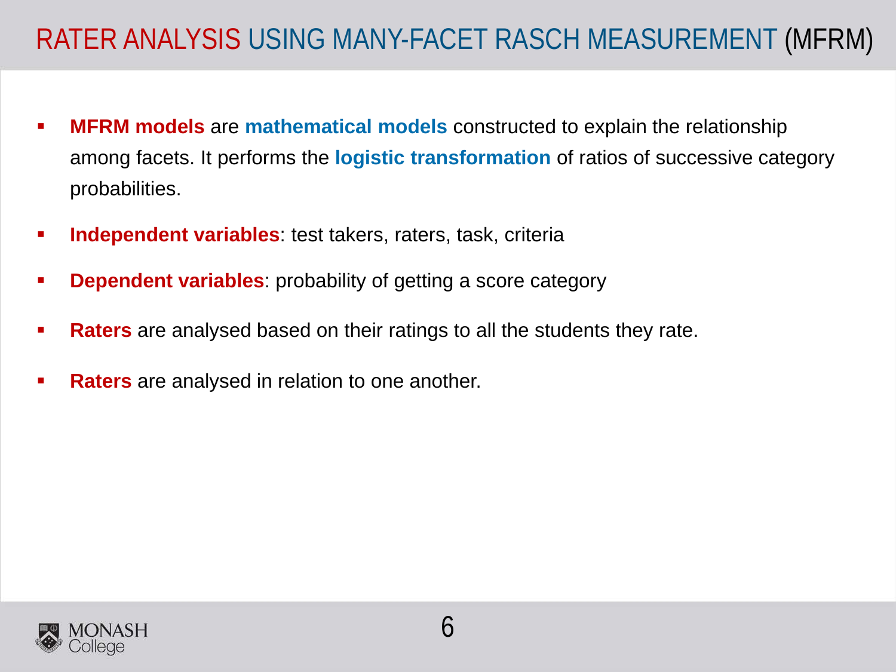# RATER ANALYSIS USING MANY-FACET RASCH MEASUREMENT (MFRM)

- **MFRM models** are **mathematical models** constructed to explain the relationship among facets. It performs the **logistic transformation** of ratios of successive category probabilities.
- **Independent variables**: test takers, raters, task, criteria
- **Dependent variables**: probability of getting a score category
- **Raters** are analysed based on their ratings to all the students they rate.
- **Raters** are analysed in relation to one another.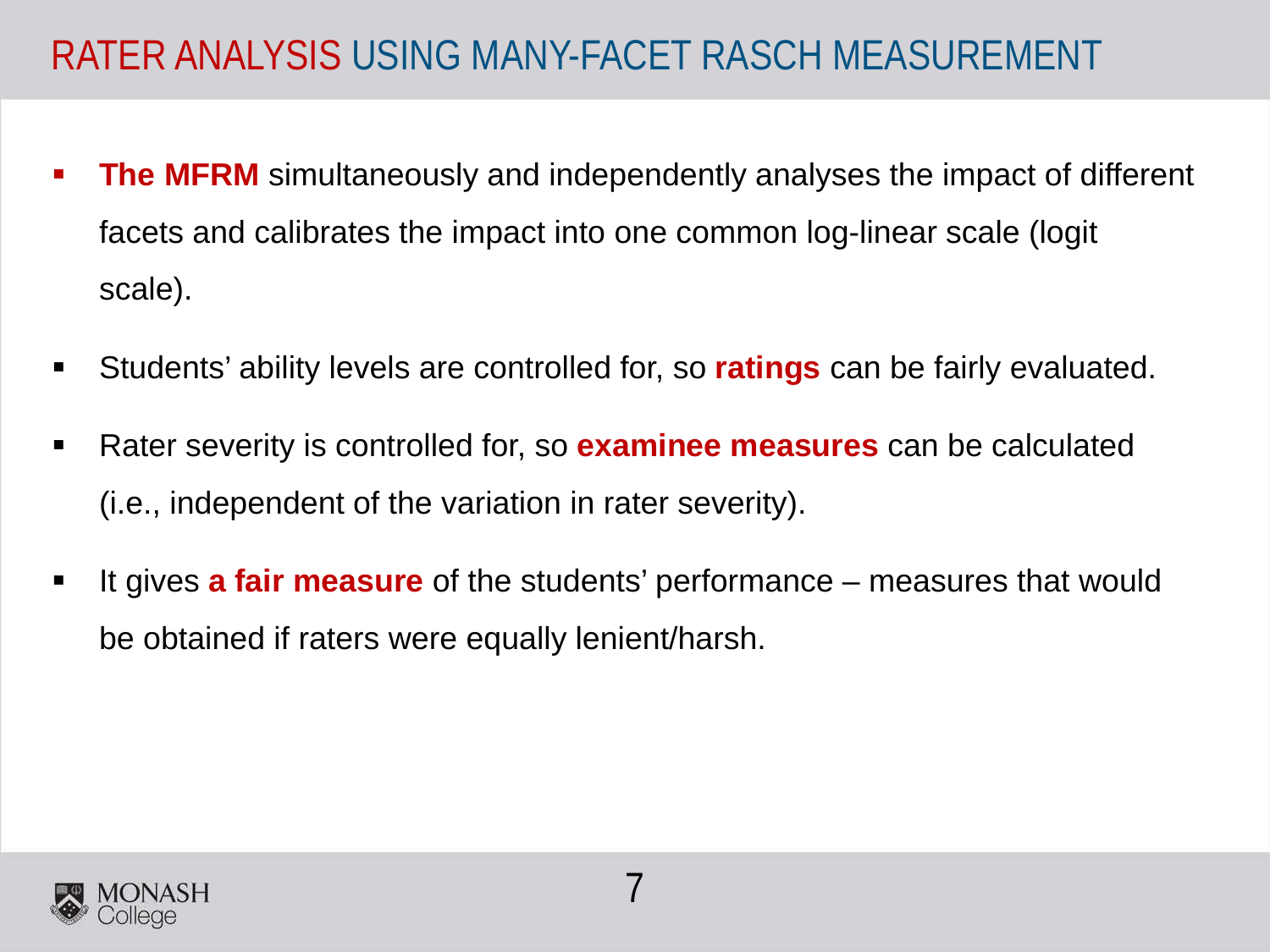# RATER ANALYSIS USING MANY-FACET RASCH MEASUREMENT

- **The MFRM** simultaneously and independently analyses the impact of different facets and calibrates the impact into one common log-linear scale (logit scale).
- Students' ability levels are controlled for, so **ratings** can be fairly evaluated.
- Rater severity is controlled for, so **examinee measures** can be calculated (i.e., independent of the variation in rater severity).
- It gives **a fair measure** of the students' performance – measures that would be obtained if raters were equally lenient/harsh.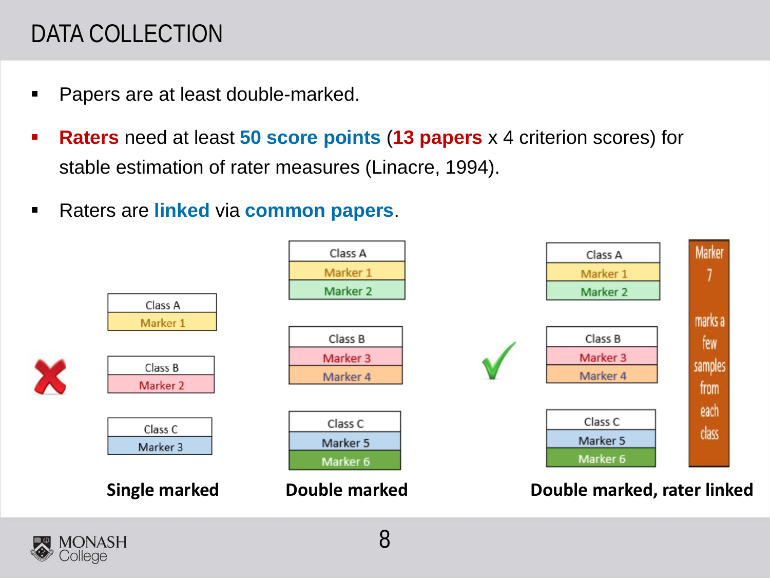# DATA COLLECTION

- Papers are at least double-marked.
- **Raters** need at least **50 score points** (**13 papers** x 4 criterion scores) for stable estimation of rater measures (Linacre, 1994).
- Raters are **linked** via **common papers**.

| Class A |
|---|
| Marker 1 |

| Class B |
|---|
| Marker 2 |

| Class C |
|---|
| Marker 3 |

**Single marked**

| Class A |
|---|
| Marker 1 |
| Marker 2 |

| Class B |
|---|
| Marker 3 |
| Marker 4 |

| Class C |
|---|
| Marker 5 |
| Marker 6 |

**Double marked**

| Class A |
|---|
| Marker 1 |
| Marker 2 |

| Class B |
|---|
| Marker 3 |
| Marker 4 |

| Class C |
|---|
| Marker 5 |
| Marker 6 |

Marker 7 marks a few samples from each class

**Double marked, rater linked**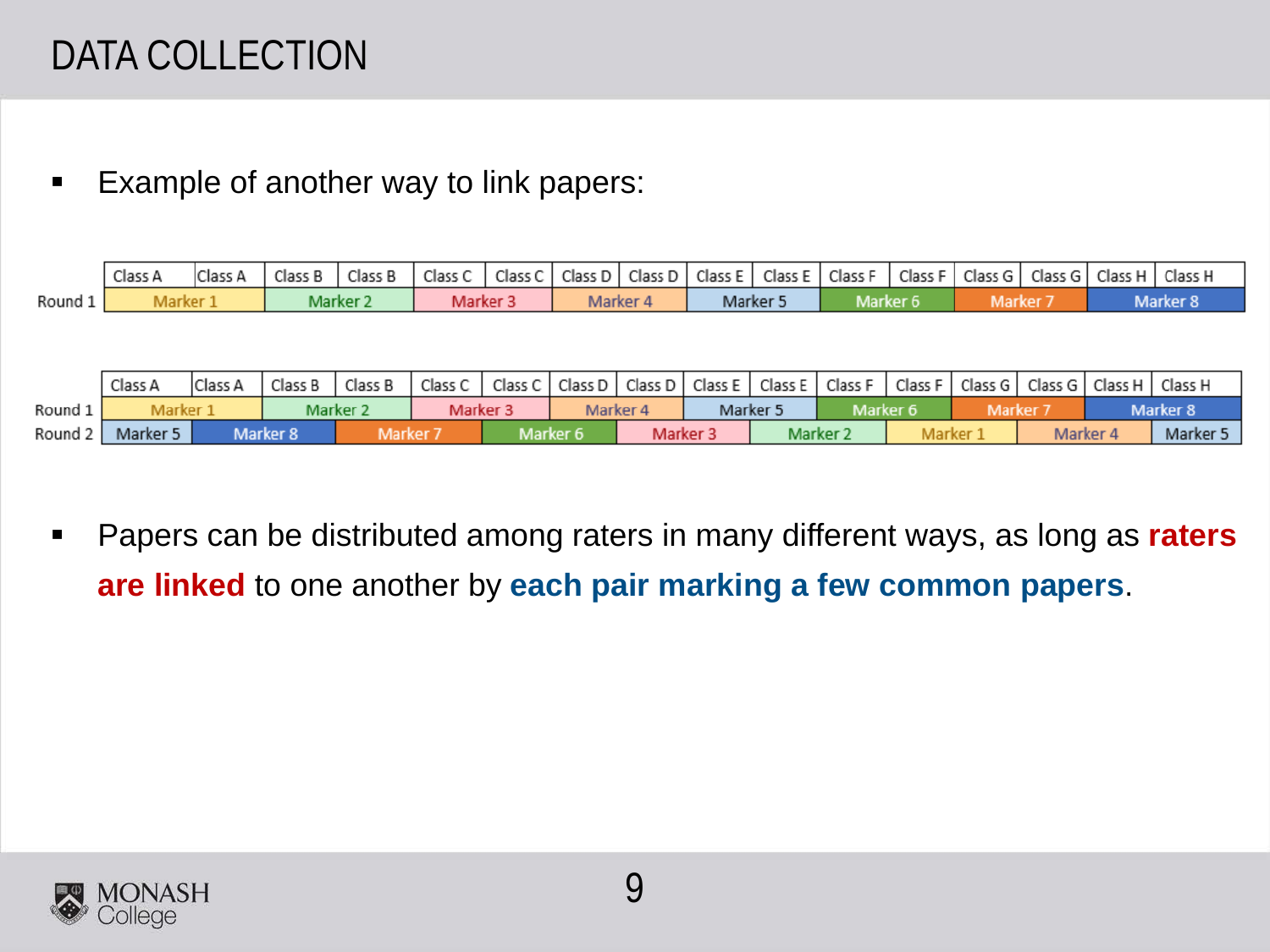# DATA COLLECTION

- Example of another way to link papers:

| | Class A | Class A | Class B | Class B | Class C | Class C | Class D | Class D | Class E | Class E | Class F | Class F | Class G | Class G | Class H | Class H |
|---|---|---|---|---|---|---|---|---|---|---|---|---|---|---|---|---|
| Round 1 | Marker 1 | | Marker 2 | | Marker 3 | | Marker 4 | | Marker 5 | | Marker 6 | | Marker 7 | | Marker 8 | |

| | Class A | Class A | Class B | Class B | Class C | Class C | Class D | Class D | Class E | Class E | Class F | Class F | Class G | Class G | Class H | Class H |
|---|---|---|---|---|---|---|---|---|---|---|---|---|---|---|---|---|
| Round 1 | Marker 1 | | Marker 2 | | Marker 3 | | Marker 4 | | Marker 5 | | Marker 6 | | Marker 7 | | Marker 8 | |
| Round 2 | Marker 5 | Marker 8 | | Marker 7 | | Marker 6 | | Marker 3 | | Marker 2 | | Marker 1 | | Marker 4 | | Marker 5 |

- Papers can be distributed among raters in many different ways, as long as **raters are linked** to one another by **each pair marking a few common papers**.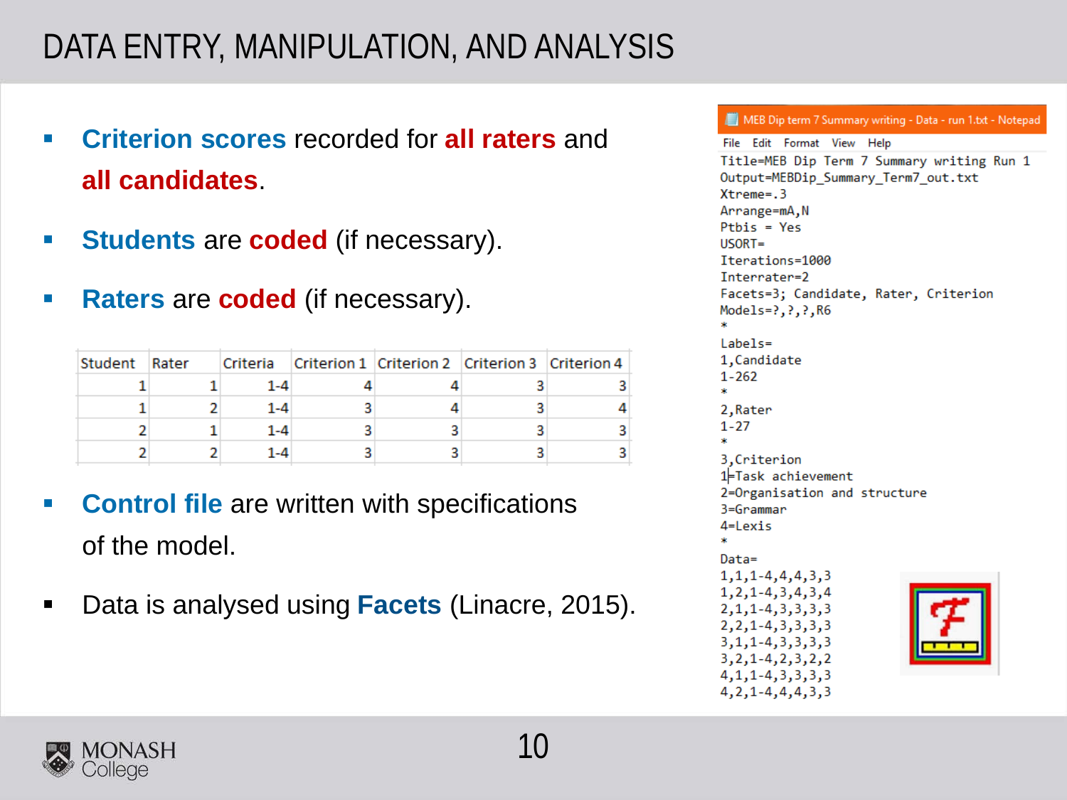# DATA ENTRY, MANIPULATION, AND ANALYSIS

- **Criterion scores** recorded for **all raters** and **all candidates**.
- **Students** are **coded** (if necessary).
- **Raters** are **coded** (if necessary).

| Student | Rater | Criteria | Criterion 1 | Criterion 2 | Criterion 3 | Criterion 4 |
|---|---|---|---|---|---|---|
| 1 | 1 | 1-4 | 4 | 4 | 3 | 3 |
| 1 | 2 | 1-4 | 3 | 4 | 3 | 4 |
| 2 | 1 | 1-4 | 3 | 3 | 3 | 3 |
| 2 | 2 | 1-4 | 3 | 3 | 3 | 3 |

- **Control file** are written with specifications of the model.
- Data is analysed using **Facets** (Linacre, 2015).

MEB Dip term 7 Summary writing - Data - run 1.txt - Notepad

```
Title=MEB Dip Term 7 Summary writing Run 1
Output=MEBDip_Summary_Term7_out.txt
Xtreme=.3
Arrange=mA,N
Ptbis = Yes
USORT=
Iterations=1000
Interrater=2
Facets=3; Candidate, Rater, Criterion
Models=?,?,?,R6
*
Labels=
1,Candidate
1-262
*
2,Rater
1-27
*
3,Criterion
1=Task achievement
2=Organisation and structure
3=Grammar
4=Lexis
*
Data=
1,1,1-4,4,4,3,3
1,2,1-4,3,4,3,4
2,1,1-4,3,3,3,3
2,2,1-4,3,3,3,3
3,1,1-4,3,3,3,3
3,2,1-4,2,3,2,2
4,1,1-4,3,3,3,3
4,2,1-4,4,4,3,3
```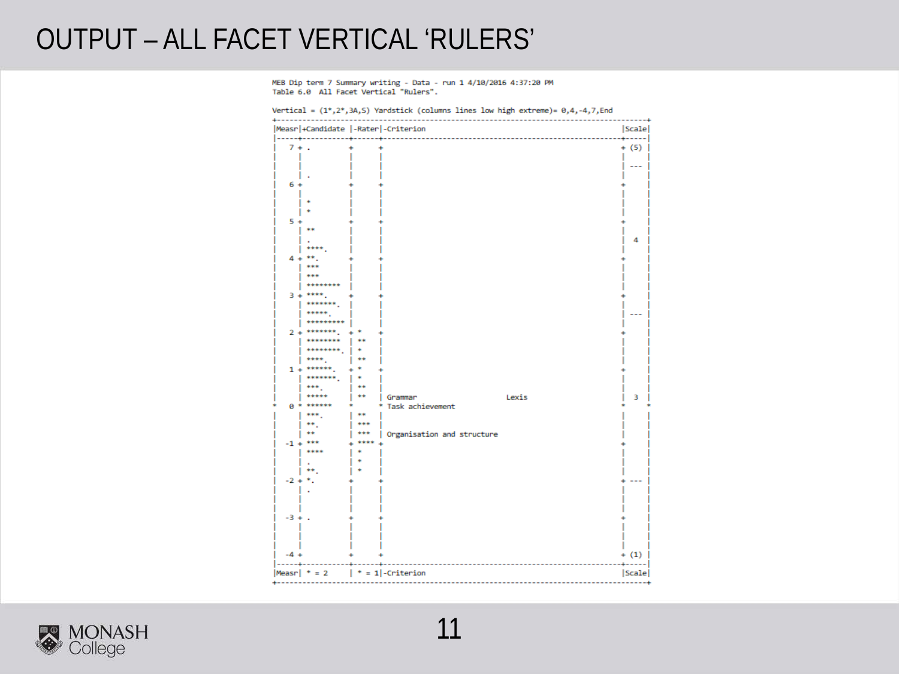# OUTPUT – ALL FACET VERTICAL 'RULERS'

```
MEB Dip term 7 Summary writing - Data - run 1 4/10/2016 4:37:20 PM
Table 6.0  All Facet Vertical "Rulers".

Vertical = (1*,2*,3A,S) Yardstick (columns lines low high extreme)= 0,4,-4,7,End
+--------------------------------------------------------------------------------------+
|Measr|+Candidate |-Rater|-Criterion                                           |Scale|
|-----+-----------+------+------------------------------------------------------+-----|
|   7 + .         +      +                                                      + (5) |
|     |           |      |                                                      |     |
|     |           |      |                                                      | --- |
|     | .         |      |                                                      |     |
|   6 +           +      +                                                      +     |
|     |           |      |                                                      |     |
|     | *         |      |                                                      |     |
|     | *         |      |                                                      |     |
|   5 +           +      +                                                      +     |
|     | **        |      |                                                      |     |
|     | .         |      |                                                      |  4  |
|     | ****.     |      |                                                      |     |
|   4 + **.       +      +                                                      +     |
|     | ***       |      |                                                      |     |
|     | ***       |      |                                                      |     |
|     | ********  |      |                                                      |     |
|   3 + ****.     +      +                                                      +     |
|     | *******.  |      |                                                      |     |
|     | *****.    |      |                                                      | --- |
|     | ********** |     |                                                      |     |
|   2 + *******.  + *    +                                                      +     |
|     | ********  | **   |                                                      |     |
|     | ********. | *    |                                                      |     |
|     | ****.     | **   |                                                      |     |
|   1 + ******.   + *    +                                                      +     |
|     | *******.  | *    |                                                      |     |
|     | ***.      | **   |                                                      |     |
|     | *****     | **   | Grammar                      Lexis                   |  3  |
*   0 * ******    *      * Task achievement                                     *     *
|     | ***.      | **   |                                                      |     |
|     | **.       | ***  |                                                      |     |
|     | **        | ***  | Organisation and structure                           |     |
|  -1 + ***       + **** +                                                      +     |
|     | ****      | *    |                                                      |     |
|     | .         | *    |                                                      |     |
|     | **.       | *    |                                                      |     |
|  -2 + *.        +      +                                                      + --- |
|     | .         |      |                                                      |     |
|     |           |      |                                                      |     |
|  -3 + .         +      +                                                      +     |
|     |           |      |                                                      |     |
|     |           |      |                                                      |     |
|  -4 +           +      +                                                      + (1) |
|-----+-----------+------+------------------------------------------------------+-----|
|Measr| * = 2     | * = 1|-Criterion                                            |Scale|
+--------------------------------------------------------------------------------------+
```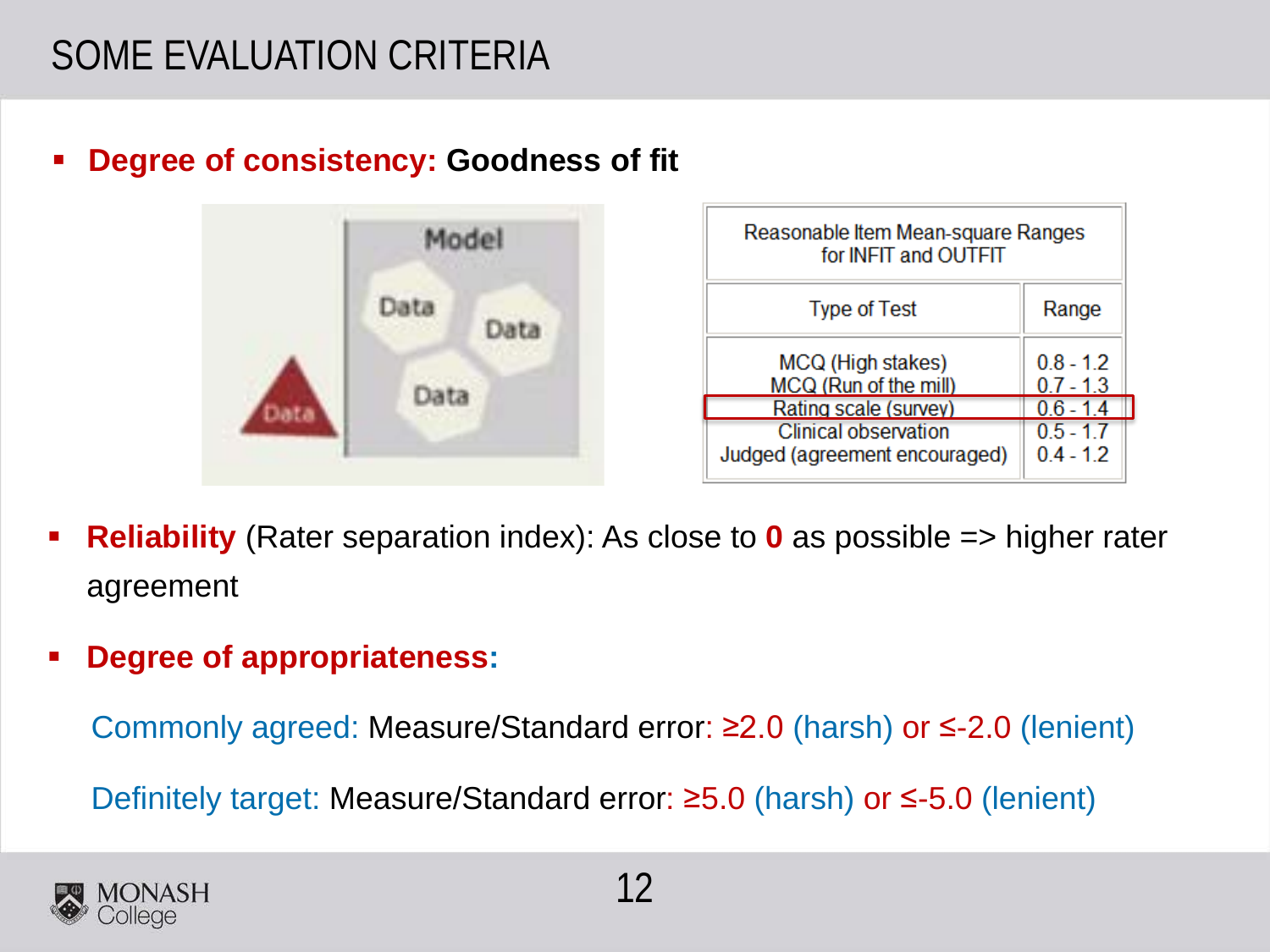# SOME EVALUATION CRITERIA

- **Degree of consistency: Goodness of fit**

| Reasonable Item Mean-square Ranges for INFIT and OUTFIT | |
|---|---|
| Type of Test | Range |
| MCQ (High stakes) | 0.8 - 1.2 |
| MCQ (Run of the mill) | 0.7 - 1.3 |
| Rating scale (survey) | 0.6 - 1.4 |
| Clinical observation | 0.5 - 1.7 |
| Judged (agreement encouraged) | 0.4 - 1.2 |

- **Reliability** (Rater separation index): As close to **0** as possible => higher rater agreement

- **Degree of appropriateness:**

  Commonly agreed: Measure/Standard error: ≥2.0 (harsh) or ≤-2.0 (lenient)

  Definitely target: Measure/Standard error: ≥5.0 (harsh) or ≤-5.0 (lenient)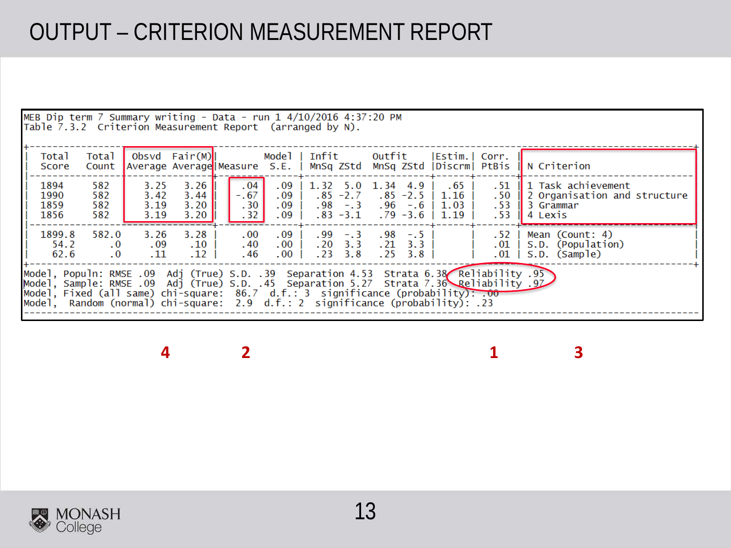# OUTPUT – CRITERION MEASUREMENT REPORT

MEB Dip term 7 Summary writing - Data - run 1 4/10/2016 4:37:20 PM
Table 7.3.2 Criterion Measurement Report (arranged by N).

| Total Score | Total Count | Obsvd Average | Fair(M) Average | Measure | Model S.E. | Infit MnSq | Infit ZStd | Outfit MnSq | Outfit ZStd | Estim. Discrm | Corr. PtBis | N Criterion |
|---|---|---|---|---|---|---|---|---|---|---|---|---|
| 1894 | 582 | 3.25 | 3.26 | .04 | .09 | 1.32 | 5.0 | 1.34 | 4.9 | .65 | .51 | 1 Task achievement |
| 1990 | 582 | 3.42 | 3.44 | -.67 | .09 | .85 | -2.7 | .85 | -2.5 | 1.16 | .50 | 2 Organisation and structure |
| 1859 | 582 | 3.19 | 3.20 | .30 | .09 | .98 | -.3 | .96 | -.6 | 1.03 | .53 | 3 Grammar |
| 1856 | 582 | 3.19 | 3.20 | .32 | .09 | .83 | -3.1 | .79 | -3.6 | 1.19 | .53 | 4 Lexis |
| 1899.8 | 582.0 | 3.26 | 3.28 | .00 | .09 | .99 | -.3 | .98 | -.5 | | .52 | Mean (Count: 4) |
| 54.2 | .0 | .09 | .10 | .40 | .00 | .20 | 3.3 | .21 | 3.3 | | .01 | S.D. (Population) |
| 62.6 | .0 | .11 | .12 | .46 | .00 | .23 | 3.8 | .25 | 3.8 | | .01 | S.D. (Sample) |

Model, Populn: RMSE .09 Adj (True) S.D. .39 Separation 4.53 Strata 6.38 Reliability .95
Model, Sample: RMSE .09 Adj (True) S.D. .45 Separation 5.27 Strata 7.36 Reliability .97
Model, Fixed (all same) chi-square: 86.7 d.f.: 3 significance (probability): .00
Model, Random (normal) chi-square: 2.9 d.f.: 2 significance (probability): .23

4 &nbsp;&nbsp; 2 &nbsp;&nbsp; 1 &nbsp;&nbsp; 3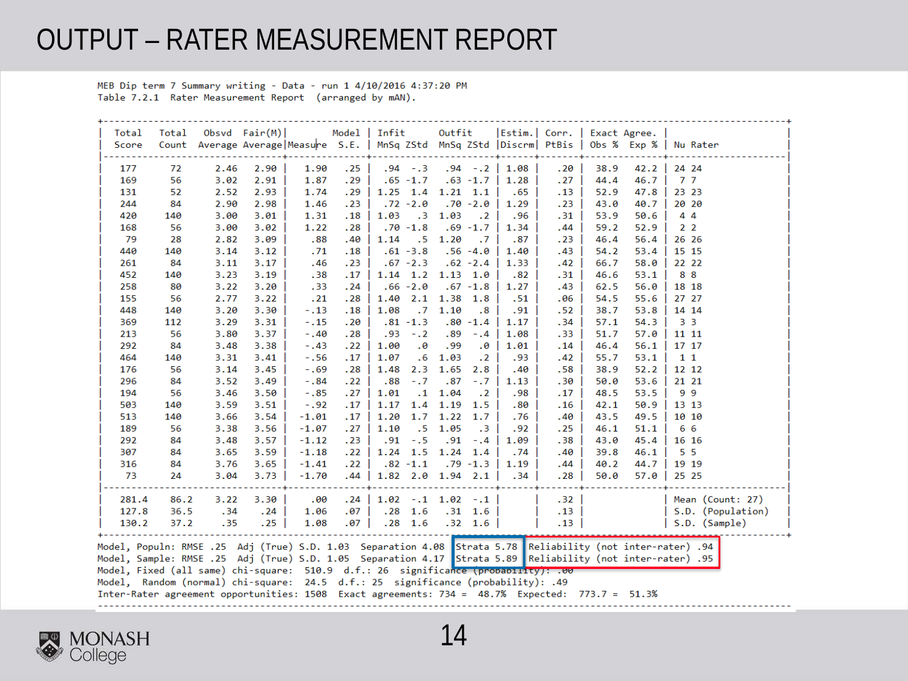# OUTPUT – RATER MEASUREMENT REPORT

MEB Dip term 7 Summary writing - Data - run 1 4/10/2016 4:37:20 PM
Table 7.2.1 Rater Measurement Report (arranged by mAN).

| Total Score | Total Count | Obsvd Average | Fair(M) Average | Measure | Model S.E. | Infit MnSq | Infit ZStd | Outfit MnSq | Outfit ZStd | Estim. Discrm | Corr. PtBis | Exact Agree. Obs % | Exact Agree. Exp % | Nu Rater |
|---|---|---|---|---|---|---|---|---|---|---|---|---|---|---|
| 177 | 72 | 2.46 | 2.90 | 1.90 | .25 | .94 | -.3 | .94 | -.2 | 1.08 | .20 | 38.9 | 42.2 | 24 24 |
| 169 | 56 | 3.02 | 2.91 | 1.87 | .29 | .65 | -1.7 | .63 | -1.7 | 1.28 | .27 | 44.4 | 46.7 | 7 7 |
| 131 | 52 | 2.52 | 2.93 | 1.74 | .29 | 1.25 | 1.4 | 1.21 | 1.1 | .65 | .13 | 52.9 | 47.8 | 23 23 |
| 244 | 84 | 2.90 | 2.98 | 1.46 | .23 | .72 | -2.0 | .70 | -2.0 | 1.29 | .23 | 43.0 | 40.7 | 20 20 |
| 420 | 140 | 3.00 | 3.01 | 1.31 | .18 | 1.03 | .3 | 1.03 | .2 | .96 | .31 | 53.9 | 50.6 | 4 4 |
| 168 | 56 | 3.00 | 3.02 | 1.22 | .28 | .70 | -1.8 | .69 | -1.7 | 1.34 | .44 | 59.2 | 52.9 | 2 2 |
| 79 | 28 | 2.82 | 3.09 | .88 | .40 | 1.14 | .5 | 1.20 | .7 | .87 | .23 | 46.4 | 56.4 | 26 26 |
| 440 | 140 | 3.14 | 3.12 | .71 | .18 | .61 | -3.8 | .56 | -4.0 | 1.40 | .43 | 54.2 | 53.4 | 15 15 |
| 261 | 84 | 3.11 | 3.17 | .46 | .23 | .67 | -2.3 | .62 | -2.4 | 1.33 | .42 | 66.7 | 58.0 | 22 22 |
| 452 | 140 | 3.23 | 3.19 | .38 | .17 | 1.14 | 1.2 | 1.13 | 1.0 | .82 | .31 | 46.6 | 53.1 | 8 8 |
| 258 | 80 | 3.22 | 3.20 | .33 | .24 | .66 | -2.0 | .67 | -1.8 | 1.27 | .43 | 62.5 | 56.0 | 18 18 |
| 155 | 56 | 2.77 | 3.22 | .21 | .28 | 1.40 | 2.1 | 1.38 | 1.8 | .51 | .06 | 54.5 | 55.6 | 27 27 |
| 448 | 140 | 3.20 | 3.30 | -.13 | .18 | 1.08 | .7 | 1.10 | .8 | .91 | .52 | 38.7 | 53.8 | 14 14 |
| 369 | 112 | 3.29 | 3.31 | -.15 | .20 | .81 | -1.3 | .80 | -1.4 | 1.17 | .34 | 57.1 | 54.3 | 3 3 |
| 213 | 56 | 3.80 | 3.37 | -.40 | .28 | .93 | -.2 | .89 | -.4 | 1.08 | .33 | 51.7 | 57.0 | 11 11 |
| 292 | 84 | 3.48 | 3.38 | -.43 | .22 | 1.00 | .0 | .99 | .0 | 1.01 | .14 | 46.4 | 56.1 | 17 17 |
| 464 | 140 | 3.31 | 3.41 | -.56 | .17 | 1.07 | .6 | 1.03 | .2 | .93 | .42 | 55.7 | 53.1 | 1 1 |
| 176 | 56 | 3.14 | 3.45 | -.69 | .28 | 1.48 | 2.3 | 1.65 | 2.8 | .40 | .58 | 38.9 | 52.2 | 12 12 |
| 296 | 84 | 3.52 | 3.49 | -.84 | .22 | .88 | -.7 | .87 | -.7 | 1.13 | .30 | 50.0 | 53.6 | 21 21 |
| 194 | 56 | 3.46 | 3.50 | -.85 | .27 | 1.01 | .1 | 1.04 | .2 | .98 | .17 | 48.5 | 53.5 | 9 9 |
| 503 | 140 | 3.59 | 3.51 | -.92 | .17 | 1.17 | 1.4 | 1.19 | 1.5 | .80 | .16 | 42.1 | 50.9 | 13 13 |
| 513 | 140 | 3.66 | 3.54 | -1.01 | .17 | 1.20 | 1.7 | 1.22 | 1.7 | .76 | .40 | 43.5 | 49.5 | 10 10 |
| 189 | 56 | 3.38 | 3.56 | -1.07 | .27 | 1.10 | .5 | 1.05 | .3 | .92 | .25 | 46.1 | 51.1 | 6 6 |
| 292 | 84 | 3.48 | 3.57 | -1.12 | .23 | .91 | -.5 | .91 | -.4 | 1.09 | .38 | 43.0 | 45.4 | 16 16 |
| 307 | 84 | 3.65 | 3.59 | -1.18 | .22 | 1.24 | 1.5 | 1.24 | 1.4 | .74 | .40 | 39.8 | 46.1 | 5 5 |
| 316 | 84 | 3.76 | 3.65 | -1.41 | .22 | .82 | -1.1 | .79 | -1.3 | 1.19 | .44 | 40.2 | 44.7 | 19 19 |
| 73 | 24 | 3.04 | 3.73 | -1.70 | .44 | 1.82 | 2.0 | 1.94 | 2.1 | .34 | .28 | 50.0 | 57.0 | 25 25 |
| 281.4 | 86.2 | 3.22 | 3.30 | .00 | .24 | 1.02 | -.1 | 1.02 | -.1 | | .32 | | | Mean (Count: 27) |
| 127.8 | 36.5 | .34 | .24 | 1.06 | .07 | .28 | 1.6 | .31 | 1.6 | | .13 | | | S.D. (Population) |
| 130.2 | 37.2 | .35 | .25 | 1.08 | .07 | .28 | 1.6 | .32 | 1.6 | | .13 | | | S.D. (Sample) |

Model, Populn: RMSE .25 Adj (True) S.D. 1.03 Separation 4.08 Strata 5.78 Reliability (not inter-rater) .94
Model, Sample: RMSE .25 Adj (True) S.D. 1.05 Separation 4.17 Strata 5.89 Reliability (not inter-rater) .95
Model, Fixed (all same) chi-square: 510.9 d.f.: 26 significance (probability): .00
Model, Random (normal) chi-square: 24.5 d.f.: 25 significance (probability): .49
Inter-Rater agreement opportunities: 1508 Exact agreements: 734 = 48.7% Expected: 773.7 = 51.3%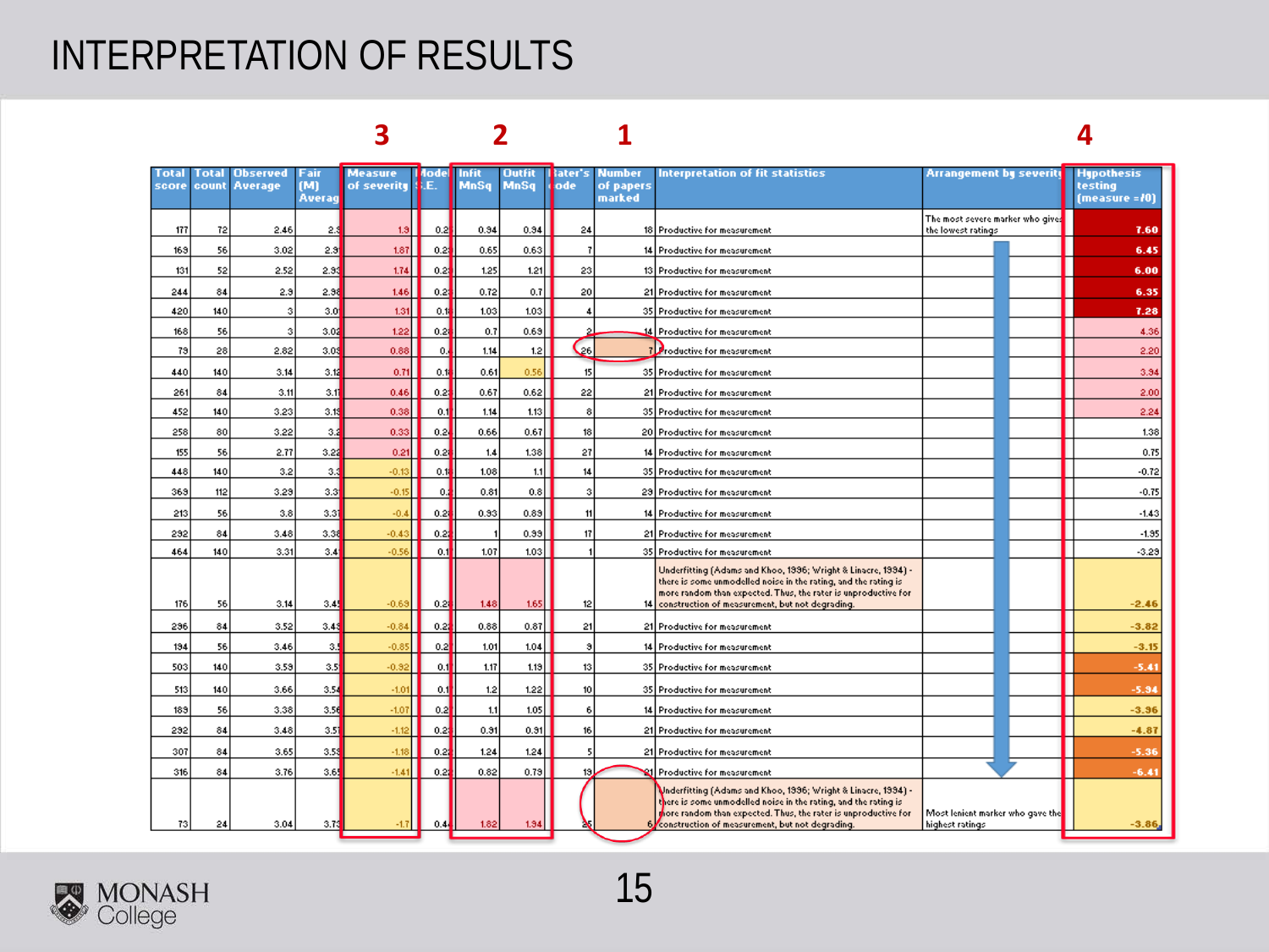# INTERPRETATION OF RESULTS

| Total score | Total count | Observed Average | Fair (M) Averag | Measure of severity | Model S.E. | Infit MnSq | Outfit MnSq | Rater's code | Number of papers marked | Interpretation of fit statistics | Arrangement by severity | Hypothesis testing (measure =/0) |
|---|---|---|---|---|---|---|---|---|---|---|---|---|
| 177 | 72 | 2.46 | 2.? | 1.9 | 0.2 | 0.94 | 0.94 | 24 | 18 | Productive for measurement | The most severe marker who gives the lowest ratings | 7.60 |
| 169 | 56 | 3.02 | 2.9 | 1.87 | 0.2 | 0.65 | 0.63 | 7 | 14 | Productive for measurement | | 6.45 |
| 131 | 52 | 2.52 | 2.9 | 1.74 | 0.2 | 1.25 | 1.21 | 23 | 13 | Productive for measurement | | 6.00 |
| 244 | 84 | 2.9 | 2.9 | 1.46 | 0.2 | 0.72 | 0.7 | 20 | 21 | Productive for measurement | | 6.35 |
| 420 | 140 | 3 | 3.0 | 1.31 | 0.1 | 1.03 | 1.03 | 4 | 35 | Productive for measurement | | 7.28 |
| 168 | 56 | 3 | 3.0 | 1.22 | 0.2 | 0.7 | 0.69 | 2 | 14 | Productive for measurement | | 4.36 |
| 73 | 28 | 2.82 | 3.0 | 0.88 | 0. | 1.14 | 1.2 | 26 | 7 | Productive for measurement | | 2.20 |
| 440 | 140 | 3.14 | 3.1 | 0.71 | 0.1 | 0.61 | 0.56 | 15 | 35 | Productive for measurement | | 3.94 |
| 261 | 84 | 3.11 | 3.1 | 0.46 | 0.2 | 0.67 | 0.62 | 22 | 21 | Productive for measurement | | 2.00 |
| 452 | 140 | 3.23 | 3.1 | 0.38 | 0.1 | 1.14 | 1.13 | 8 | 35 | Productive for measurement | | 2.24 |
| 258 | 80 | 3.22 | 3.2 | 0.33 | 0.2 | 0.66 | 0.67 | 18 | 20 | Productive for measurement | | 1.38 |
| 155 | 56 | 2.77 | 3.2 | 0.21 | 0.2 | 1.4 | 1.38 | 27 | 14 | Productive for measurement | | 0.75 |
| 448 | 140 | 3.2 | 3.3 | -0.13 | 0.1 | 1.08 | 1.1 | 14 | 35 | Productive for measurement | | -0.72 |
| 369 | 112 | 3.29 | 3.3 | -0.15 | 0. | 0.81 | 0.8 | 3 | 29 | Productive for measurement | | -0.75 |
| 213 | 56 | 3.8 | 3.3 | -0.4 | 0.2 | 0.93 | 0.89 | 11 | 14 | Productive for measurement | | -1.43 |
| 292 | 84 | 3.48 | 3.3 | -0.43 | 0.2 | 1 | 0.99 | 17 | 21 | Productive for measurement | | -1.95 |
| 464 | 140 | 3.31 | 3.4 | -0.56 | 0.1 | 1.07 | 1.03 | 1 | 35 | Productive for measurement | | -3.29 |
| 176 | 56 | 3.14 | 3.4 | -0.69 | 0.2 | 1.48 | 1.65 | 12 | 14 | Underfitting (Adams and Khoo, 1996; Wright & Linacre, 1994) - there is some unmodelled noise in the rating, and the rating is more random than expected. Thus, the rater is unproductive for construction of measurement, but not degrading. | | -2.46 |
| 296 | 84 | 3.52 | 3.4 | -0.84 | 0.2 | 0.88 | 0.87 | 21 | 21 | Productive for measurement | | -3.82 |
| 194 | 56 | 3.46 | 3.5 | -0.85 | 0.2 | 1.01 | 1.04 | 9 | 14 | Productive for measurement | | -3.15 |
| 503 | 140 | 3.59 | 3.5 | -0.92 | 0.1 | 1.17 | 1.19 | 13 | 35 | Productive for measurement | | -5.41 |
| 513 | 140 | 3.66 | 3.5 | -1.01 | 0.1 | 1.2 | 1.22 | 10 | 35 | Productive for measurement | | -5.94 |
| 189 | 56 | 3.38 | 3.5 | -1.07 | 0.2 | 1.1 | 1.05 | 6 | 14 | Productive for measurement | | -3.96 |
| 292 | 84 | 3.48 | 3.5 | -1.12 | 0.2 | 0.91 | 0.91 | 16 | 21 | Productive for measurement | | -4.87 |
| 307 | 84 | 3.65 | 3.5 | -1.18 | 0.2 | 1.24 | 1.24 | 5 | 21 | Productive for measurement | | -5.36 |
| 316 | 84 | 3.76 | 3.6 | -1.41 | 0.2 | 0.82 | 0.79 | 19 | 21 | Productive for measurement | | -6.41 |
| 73 | 24 | 3.04 | 3.7 | -1.7 | 0.4 | 1.82 | 1.94 | 25 | 6 | Underfitting (Adams and Khoo, 1996; Wright & Linacre, 1994) - there is some unmodelled noise in the rating, and the rating is more random than expected. Thus, the rater is unproductive for construction of measurement, but not degrading. | Most lenient marker who gave the highest ratings | -3.86 |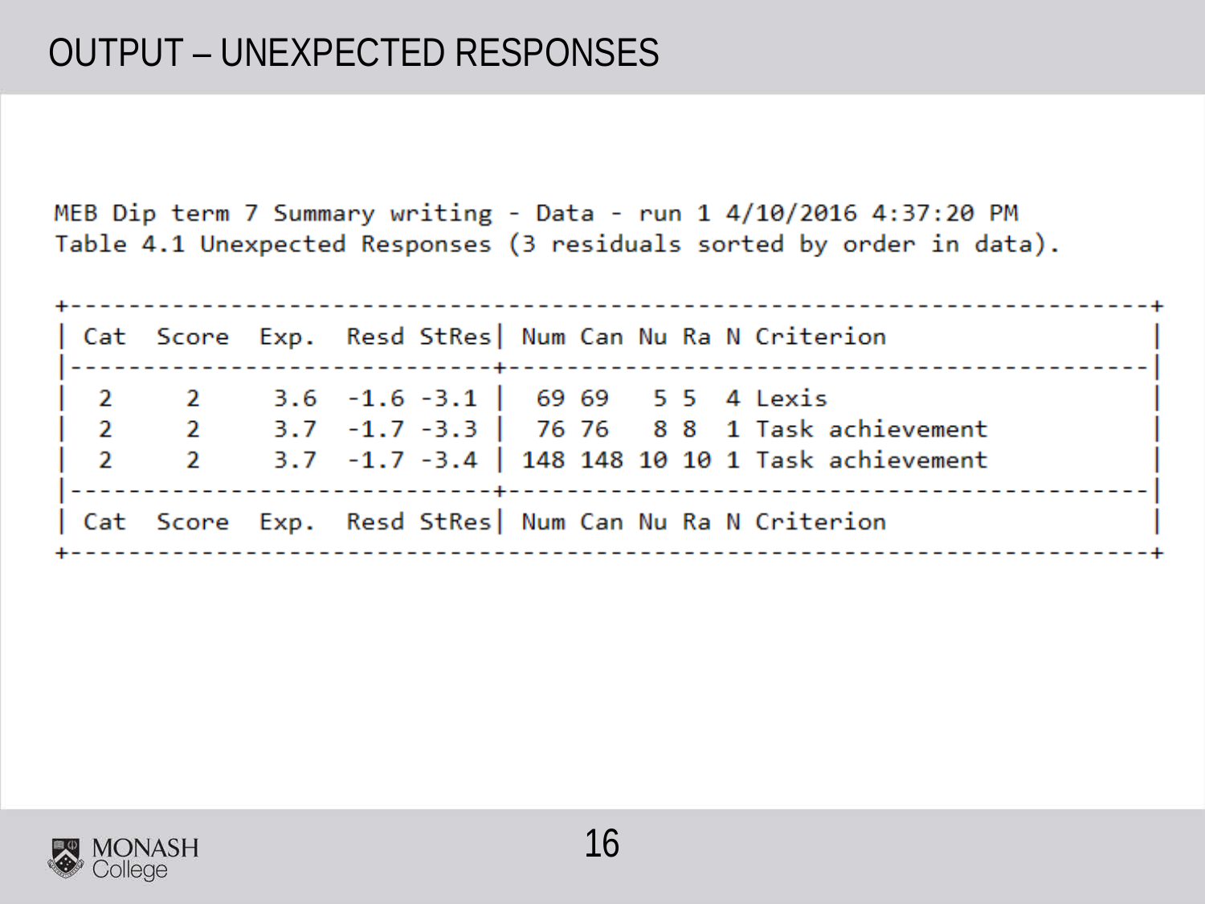# OUTPUT – UNEXPECTED RESPONSES

MEB Dip term 7 Summary writing - Data - run 1 4/10/2016 4:37:20 PM

Table 4.1 Unexpected Responses (3 residuals sorted by order in data).

| Cat | Score | Exp. | Resd | StRes | Num | Can | Nu | Ra | N | Criterion |
|---|---|---|---|---|---|---|---|---|---|---|
| 2 | 2 | 3.6 | -1.6 | -3.1 | 69 | 69 | 5 | 5 | 4 | Lexis |
| 2 | 2 | 3.7 | -1.7 | -3.3 | 76 | 76 | 8 | 8 | 1 | Task achievement |
| 2 | 2 | 3.7 | -1.7 | -3.4 | 148 | 148 | 10 | 10 | 1 | Task achievement |
| Cat | Score | Exp. | Resd | StRes | Num | Can | Nu | Ra | N | Criterion |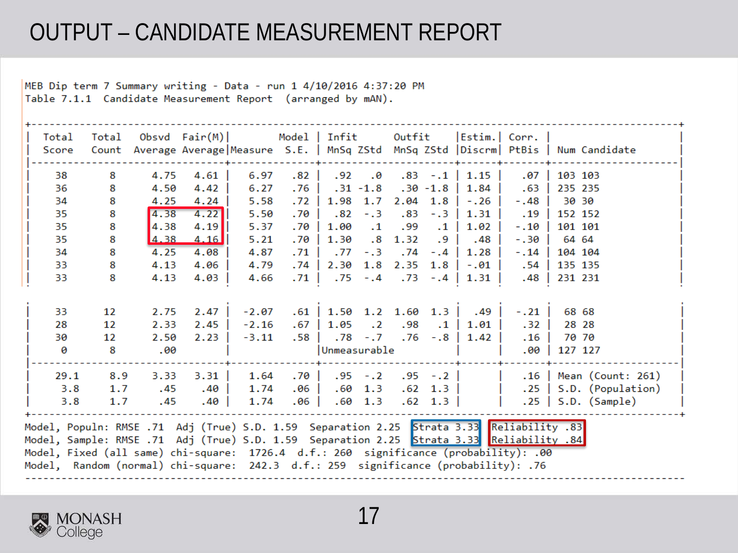# OUTPUT – CANDIDATE MEASUREMENT REPORT

```
MEB Dip term 7 Summary writing - Data - run 1 4/10/2016 4:37:20 PM
Table 7.1.1  Candidate Measurement Report  (arranged by mAN).

+-----------------------------------------------------------------------------------------------------------------+
| Total   Total   Obsvd  Fair(M)|        Model | Infit       Outfit    |Estim.| Corr. |                          |
| Score   Count  Average Average|Measure  S.E. | MnSq ZStd  MnSq ZStd |Discrm| PtBis | Num Candidate            |
|-------------------------------+--------------+----------------------+------+-------+--------------------------|
|   38      8      4.75   4.61 |  6.97   .82 |  .92    .0   .83  -.1 | 1.15 |   .07 | 103 103                  |
|   36      8      4.50   4.42 |  6.27   .76 |  .31  -1.8   .30 -1.8 | 1.84 |   .63 | 235 235                  |
|   34      8      4.25   4.24 |  5.58   .72 | 1.98   1.7  2.04  1.8 | -.26 |  -.48 |  30 30                   |
|   35      8      4.38   4.22 |  5.50   .70 |  .82   -.3   .83  -.3 | 1.31 |   .19 | 152 152                  |
|   35      8      4.38   4.19 |  5.37   .70 | 1.00    .1   .99   .1 | 1.02 |  -.10 | 101 101                  |
|   35      8      4.38   4.16 |  5.21   .70 | 1.30    .8  1.32   .9 |  .48 |  -.30 |  64 64                   |
|   34      8      4.25   4.08 |  4.87   .71 |  .77   -.3   .74  -.4 | 1.28 |  -.14 | 104 104                  |
|   33      8      4.13   4.06 |  4.79   .74 | 2.30   1.8  2.35  1.8 | -.01 |   .54 | 135 135                  |
|   33      8      4.13   4.03 |  4.66   .71 |  .75   -.4   .73  -.4 | 1.31 |   .48 | 231 231                  |

|   33     12      2.75   2.47 | -2.07   .61 | 1.50   1.2  1.60  1.3 |  .49 |  -.21 |  68 68                   |
|   28     12      2.33   2.45 | -2.16   .67 | 1.05    .2   .98   .1 | 1.01 |   .32 |  28 28                   |
|   30     12      2.50   2.23 | -3.11   .58 |  .78   -.7   .76  -.8 | 1.42 |   .16 |  70 70                   |
|    0      8       .00        |              |Unmeasurable          |      |   .00 | 127 127                  |
|-------------------------------+--------------+----------------------+------+-------+--------------------------|
| 29.1    8.9      3.33   3.31 |  1.64   .70 |  .95   -.2   .95  -.2 |      |   .16 | Mean (Count: 261)        |
|  3.8    1.7       .45    .40 |  1.74   .06 |  .60   1.3   .62  1.3 |      |   .25 | S.D. (Population)        |
|  3.8    1.7       .45    .40 |  1.74   .06 |  .60   1.3   .62  1.3 |      |   .25 | S.D. (Sample)            |
+-----------------------------------------------------------------------------------------------------------------+
Model, Populn: RMSE .71  Adj (True) S.D. 1.59  Separation 2.25  Strata 3.33  Reliability .83
Model, Sample: RMSE .71  Adj (True) S.D. 1.59  Separation 2.25  Strata 3.33  Reliability .84
Model, Fixed (all same) chi-square:  1726.4  d.f.: 260  significance (probability): .00
Model,  Random (normal) chi-square:  242.3  d.f.: 259  significance (probability): .76
-------------------------------------------------------------------------------------------------------------------
```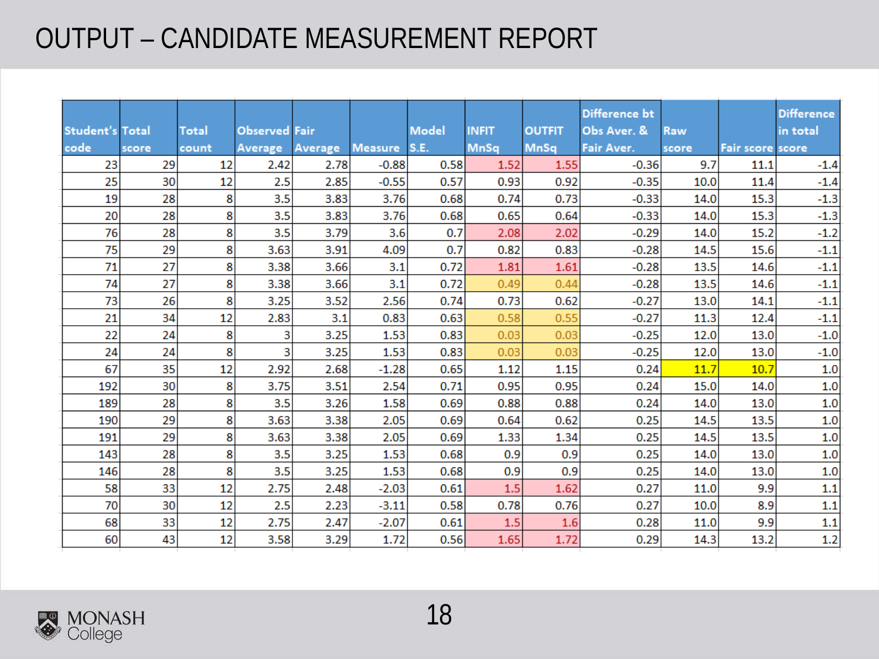# OUTPUT – CANDIDATE MEASUREMENT REPORT

| Student's code | Total score | Total count | Observed Average | Fair Average | Measure | Model S.E. | INFIT MnSq | OUTFIT MnSq | Difference bt Obs Aver. & Fair Aver. | Raw score | Fair score | Difference in total score |
|---|---|---|---|---|---|---|---|---|---|---|---|---|
| 23 | 29 | 12 | 2.42 | 2.78 | -0.88 | 0.58 | 1.52 | 1.55 | -0.36 | 9.7 | 11.1 | -1.4 |
| 25 | 30 | 12 | 2.5 | 2.85 | -0.55 | 0.57 | 0.93 | 0.92 | -0.35 | 10.0 | 11.4 | -1.4 |
| 19 | 28 | 8 | 3.5 | 3.83 | 3.76 | 0.68 | 0.74 | 0.73 | -0.33 | 14.0 | 15.3 | -1.3 |
| 20 | 28 | 8 | 3.5 | 3.83 | 3.76 | 0.68 | 0.65 | 0.64 | -0.33 | 14.0 | 15.3 | -1.3 |
| 76 | 28 | 8 | 3.5 | 3.79 | 3.6 | 0.7 | 2.08 | 2.02 | -0.29 | 14.0 | 15.2 | -1.2 |
| 75 | 29 | 8 | 3.63 | 3.91 | 4.09 | 0.7 | 0.82 | 0.83 | -0.28 | 14.5 | 15.6 | -1.1 |
| 71 | 27 | 8 | 3.38 | 3.66 | 3.1 | 0.72 | 1.81 | 1.61 | -0.28 | 13.5 | 14.6 | -1.1 |
| 74 | 27 | 8 | 3.38 | 3.66 | 3.1 | 0.72 | 0.49 | 0.44 | -0.28 | 13.5 | 14.6 | -1.1 |
| 73 | 26 | 8 | 3.25 | 3.52 | 2.56 | 0.74 | 0.73 | 0.62 | -0.27 | 13.0 | 14.1 | -1.1 |
| 21 | 34 | 12 | 2.83 | 3.1 | 0.83 | 0.63 | 0.58 | 0.55 | -0.27 | 11.3 | 12.4 | -1.1 |
| 22 | 24 | 8 | 3 | 3.25 | 1.53 | 0.83 | 0.03 | 0.03 | -0.25 | 12.0 | 13.0 | -1.0 |
| 24 | 24 | 8 | 3 | 3.25 | 1.53 | 0.83 | 0.03 | 0.03 | -0.25 | 12.0 | 13.0 | -1.0 |
| 67 | 35 | 12 | 2.92 | 2.68 | -1.28 | 0.65 | 1.12 | 1.15 | 0.24 | 11.7 | 10.7 | 1.0 |
| 192 | 30 | 8 | 3.75 | 3.51 | 2.54 | 0.71 | 0.95 | 0.95 | 0.24 | 15.0 | 14.0 | 1.0 |
| 189 | 28 | 8 | 3.5 | 3.26 | 1.58 | 0.69 | 0.88 | 0.88 | 0.24 | 14.0 | 13.0 | 1.0 |
| 190 | 29 | 8 | 3.63 | 3.38 | 2.05 | 0.69 | 0.64 | 0.62 | 0.25 | 14.5 | 13.5 | 1.0 |
| 191 | 29 | 8 | 3.63 | 3.38 | 2.05 | 0.69 | 1.33 | 1.34 | 0.25 | 14.5 | 13.5 | 1.0 |
| 143 | 28 | 8 | 3.5 | 3.25 | 1.53 | 0.68 | 0.9 | 0.9 | 0.25 | 14.0 | 13.0 | 1.0 |
| 146 | 28 | 8 | 3.5 | 3.25 | 1.53 | 0.68 | 0.9 | 0.9 | 0.25 | 14.0 | 13.0 | 1.0 |
| 58 | 33 | 12 | 2.75 | 2.48 | -2.03 | 0.61 | 1.5 | 1.62 | 0.27 | 11.0 | 9.9 | 1.1 |
| 70 | 30 | 12 | 2.5 | 2.23 | -3.11 | 0.58 | 0.78 | 0.76 | 0.27 | 10.0 | 8.9 | 1.1 |
| 68 | 33 | 12 | 2.75 | 2.47 | -2.07 | 0.61 | 1.5 | 1.6 | 0.28 | 11.0 | 9.9 | 1.1 |
| 60 | 43 | 12 | 3.58 | 3.29 | 1.72 | 0.56 | 1.65 | 1.72 | 0.29 | 14.3 | 13.2 | 1.2 |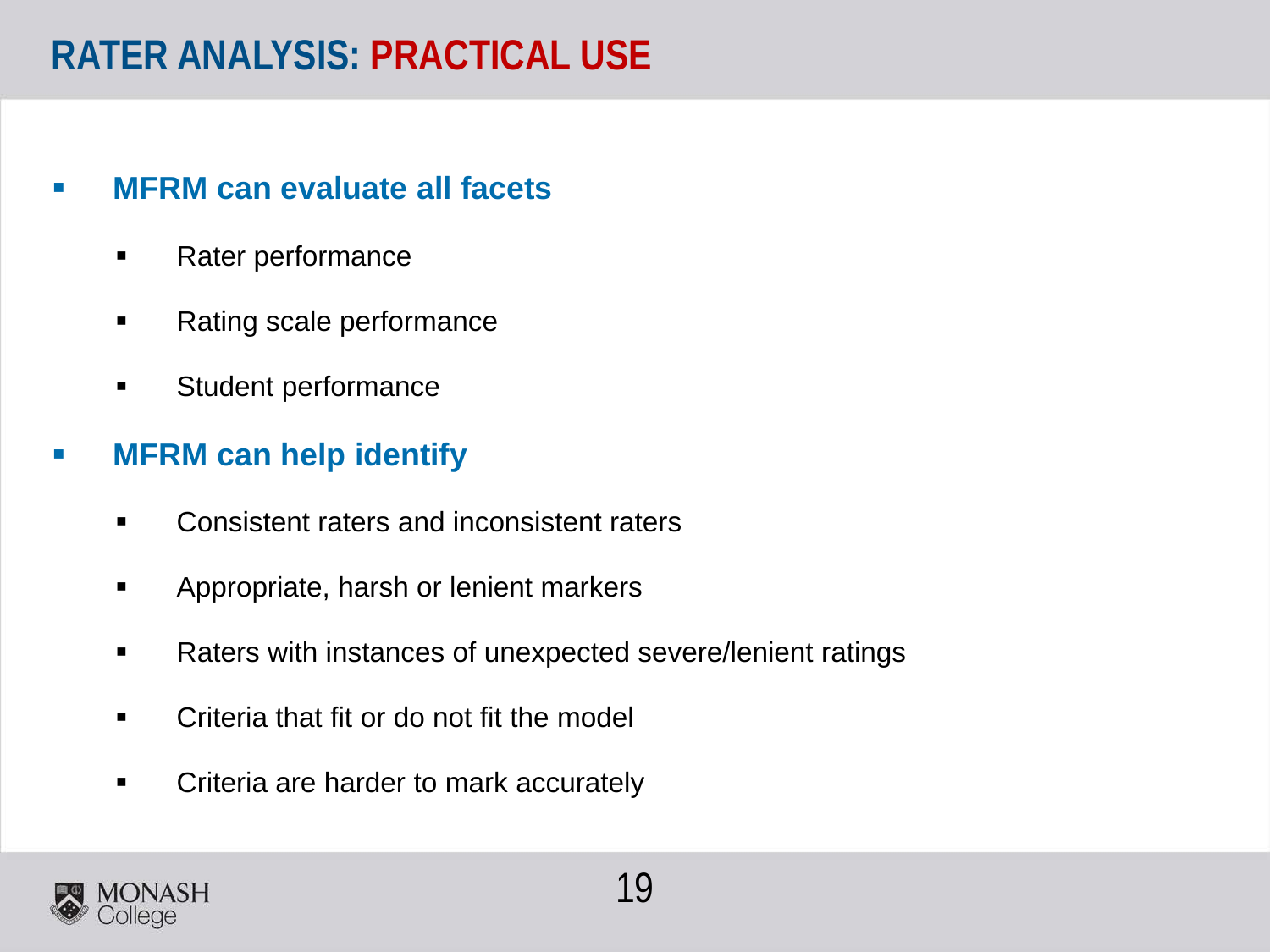# RATER ANALYSIS: PRACTICAL USE

- **MFRM can evaluate all facets**
  - Rater performance
  - Rating scale performance
  - Student performance
- **MFRM can help identify**
  - Consistent raters and inconsistent raters
  - Appropriate, harsh or lenient markers
  - Raters with instances of unexpected severe/lenient ratings
  - Criteria that fit or do not fit the model
  - Criteria are harder to mark accurately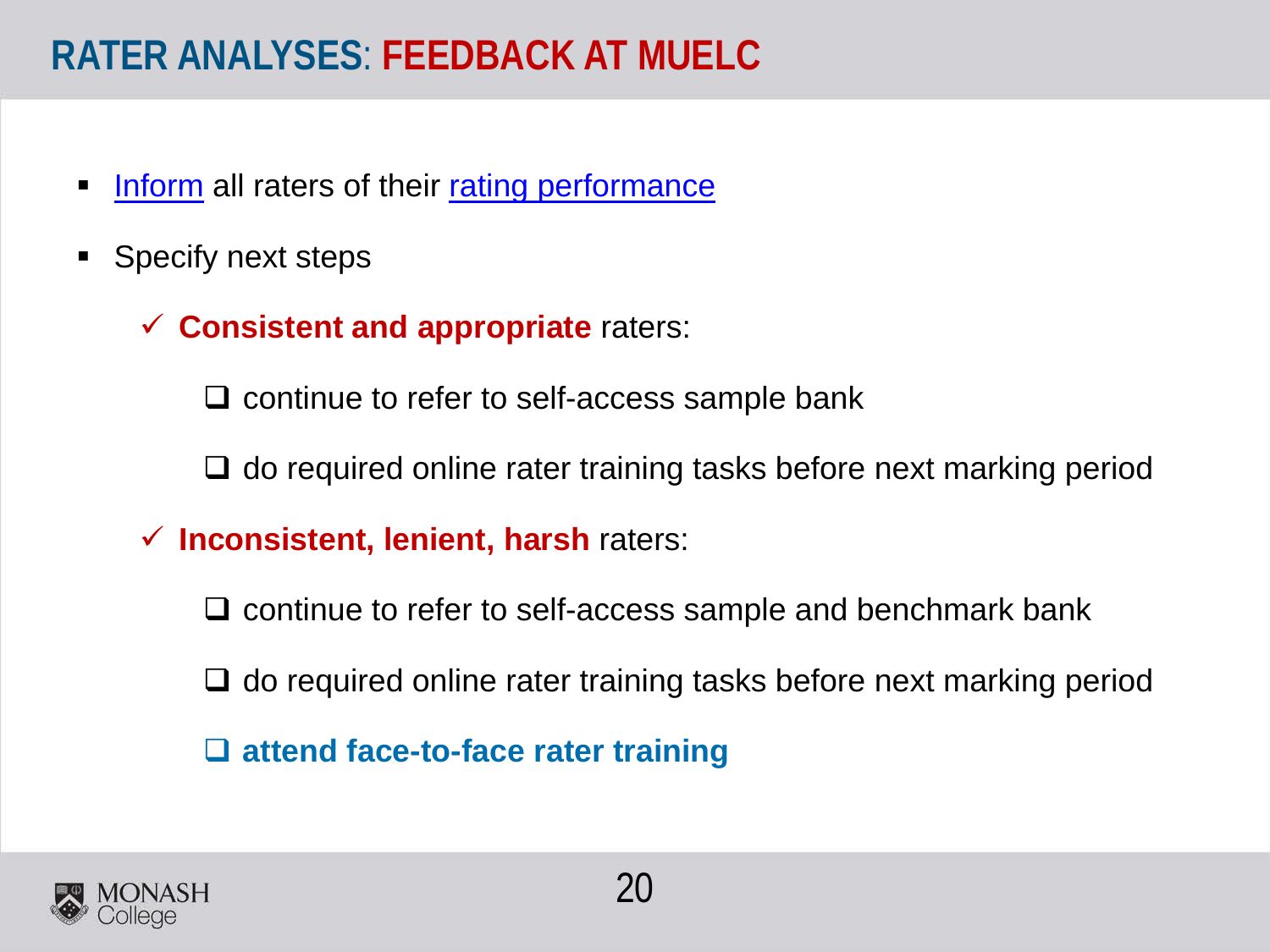# RATER ANALYSES: FEEDBACK AT MUELC

- Inform all raters of their rating performance
- Specify next steps
  - ✓ **Consistent and appropriate** raters:
    - ❑ continue to refer to self-access sample bank
    - ❑ do required online rater training tasks before next marking period
  - ✓ **Inconsistent, lenient, harsh** raters:
    - ❑ continue to refer to self-access sample and benchmark bank
    - ❑ do required online rater training tasks before next marking period
    - ❑ **attend face-to-face rater training**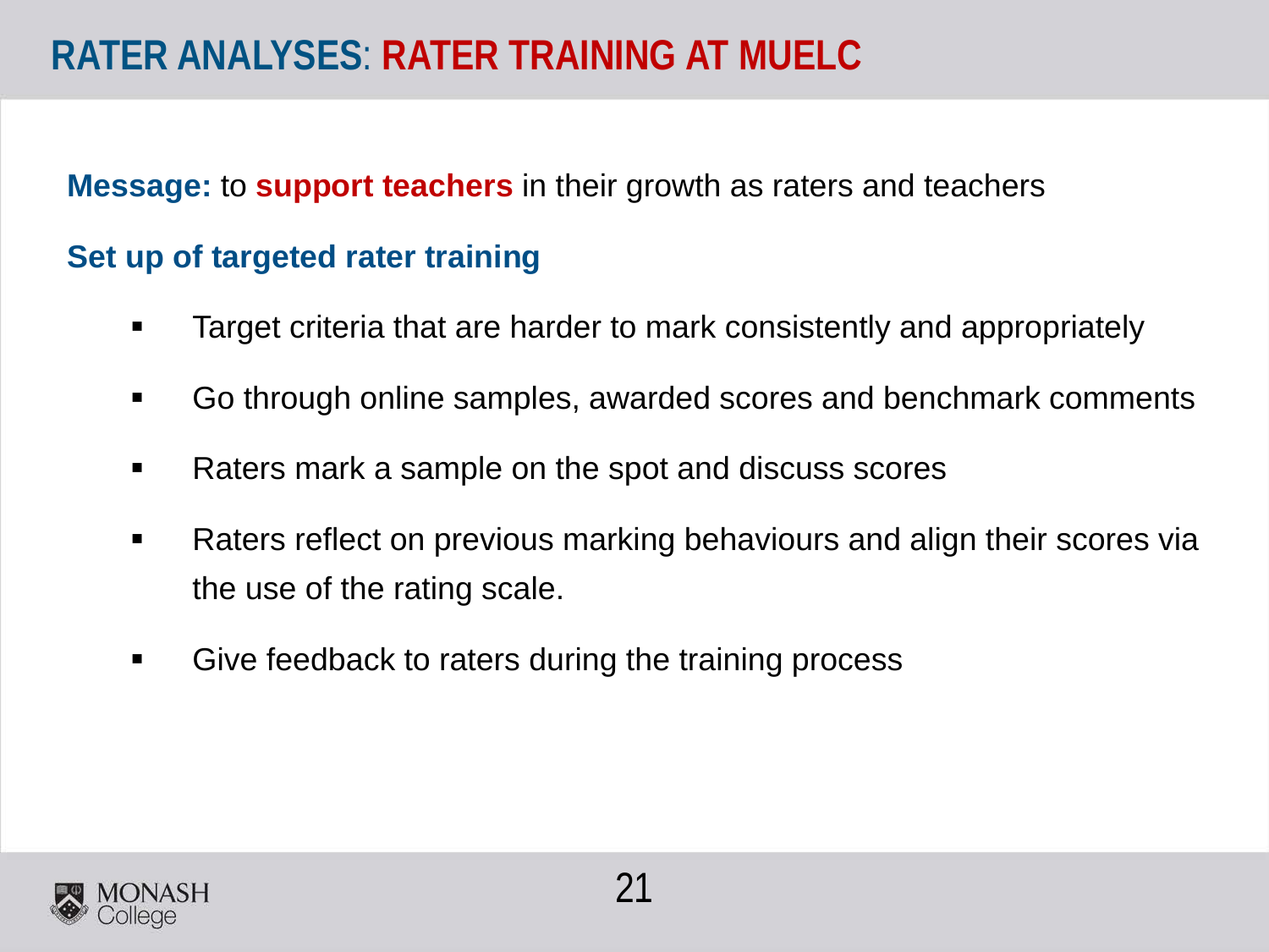# RATER ANALYSES: RATER TRAINING AT MUELC

**Message:** to **support teachers** in their growth as raters and teachers

**Set up of targeted rater training**

- Target criteria that are harder to mark consistently and appropriately
- Go through online samples, awarded scores and benchmark comments
- Raters mark a sample on the spot and discuss scores
- Raters reflect on previous marking behaviours and align their scores via the use of the rating scale.
- Give feedback to raters during the training process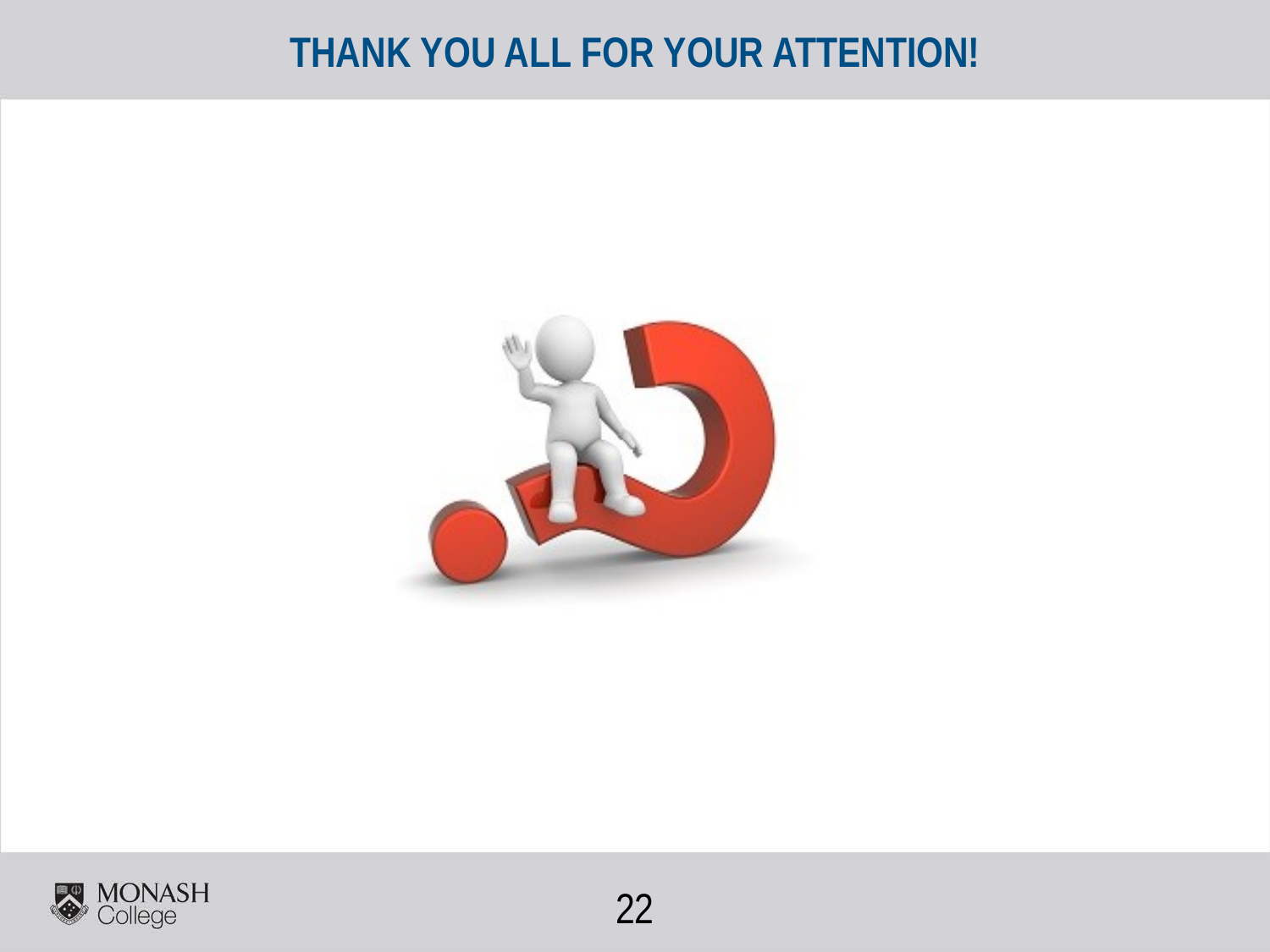# THANK YOU ALL FOR YOUR ATTENTION!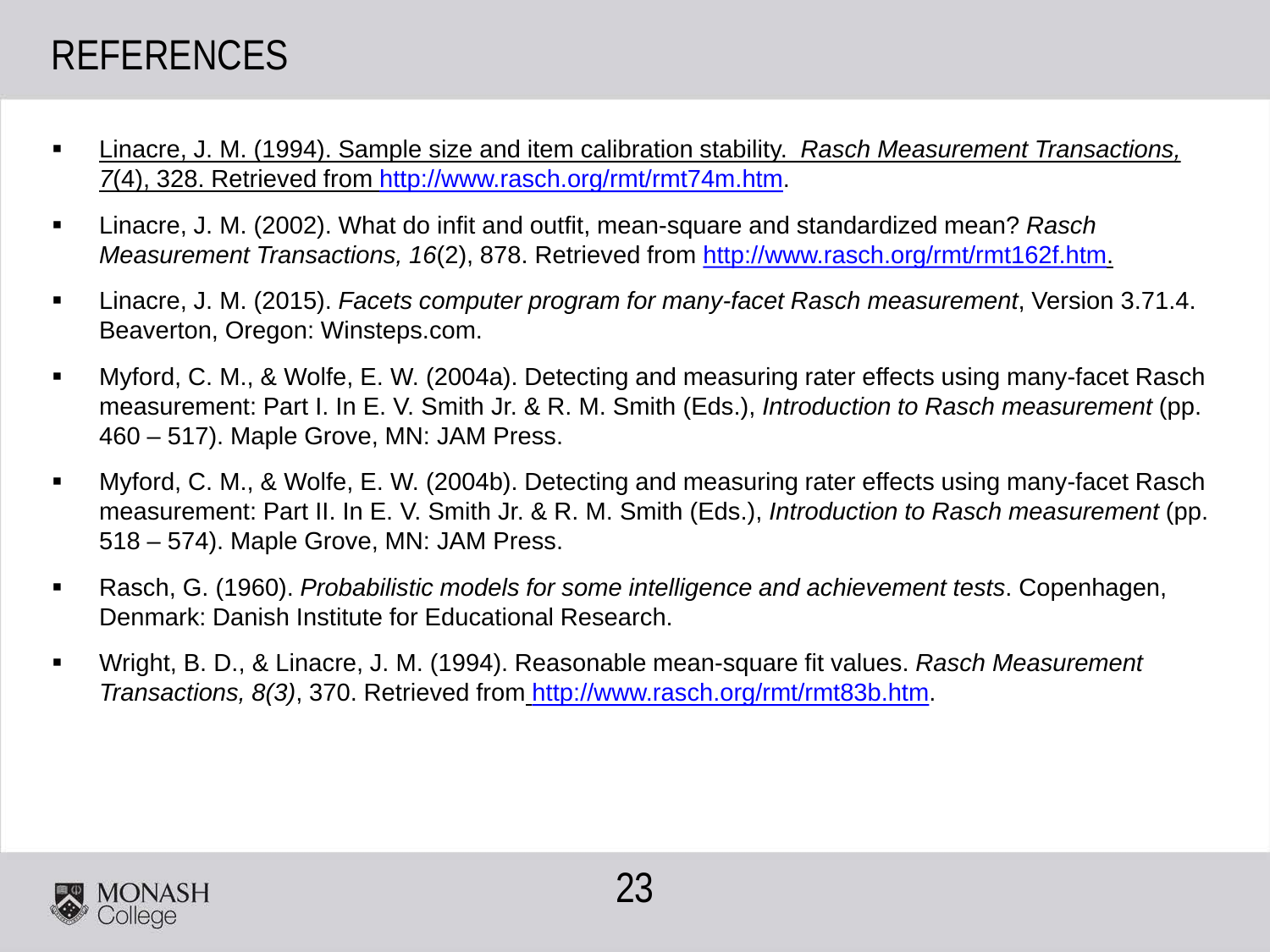# REFERENCES

- Linacre, J. M. (1994). Sample size and item calibration stability. *Rasch Measurement Transactions, 7*(4), 328. Retrieved from http://www.rasch.org/rmt/rmt74m.htm.
- Linacre, J. M. (2002). What do infit and outfit, mean-square and standardized mean? *Rasch Measurement Transactions, 16*(2), 878. Retrieved from http://www.rasch.org/rmt/rmt162f.htm.
- Linacre, J. M. (2015). *Facets computer program for many-facet Rasch measurement*, Version 3.71.4. Beaverton, Oregon: Winsteps.com.
- Myford, C. M., & Wolfe, E. W. (2004a). Detecting and measuring rater effects using many-facet Rasch measurement: Part I. In E. V. Smith Jr. & R. M. Smith (Eds.), *Introduction to Rasch measurement* (pp. 460 – 517). Maple Grove, MN: JAM Press.
- Myford, C. M., & Wolfe, E. W. (2004b). Detecting and measuring rater effects using many-facet Rasch measurement: Part II. In E. V. Smith Jr. & R. M. Smith (Eds.), *Introduction to Rasch measurement* (pp. 518 – 574). Maple Grove, MN: JAM Press.
- Rasch, G. (1960). *Probabilistic models for some intelligence and achievement tests*. Copenhagen, Denmark: Danish Institute for Educational Research.
- Wright, B. D., & Linacre, J. M. (1994). Reasonable mean-square fit values. *Rasch Measurement Transactions, 8(3)*, 370. Retrieved from http://www.rasch.org/rmt/rmt83b.htm.

MONASH College